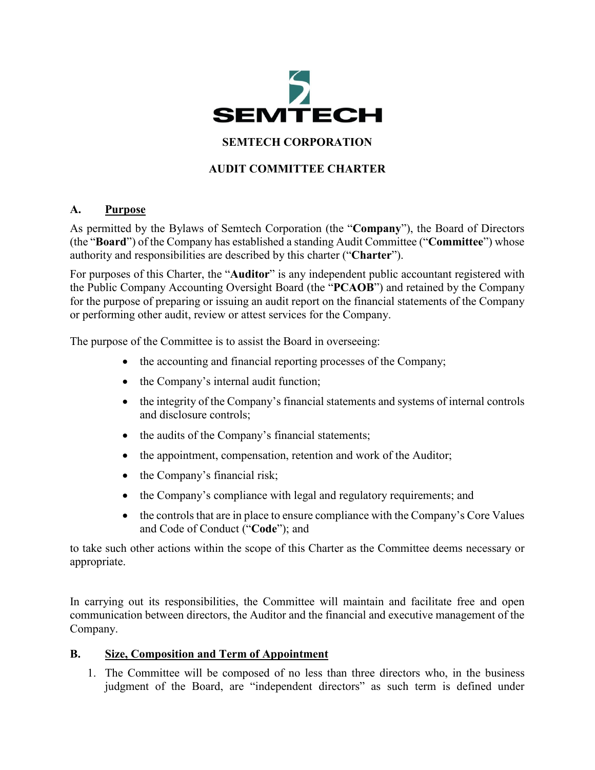# SEMTECH CORPORATION

# AUDIT COMMITTEE CHARTER

## A. Purpose

As permitted by the Bylaws of Semtech Corporation (the "**Company**"), the Board of Directors (the "**Board**") of the Company has established a standing Audit Committee ("**Committee**") whose authority and responsibilities are described by this charter ("**Charter**").

For purposes of this Charter, the "**Auditor**" is any independent public accountant registered with the Public Company Accounting Oversight Board (the "**PCAOB**") and retained by the Company for the purpose of preparing or issuing an audit report on the financial statements of the Company or performing other audit, review or attest services for the Company.

The purpose of the Committee is to assist the Board in overseeing:

- the accounting and financial reporting processes of the Company;
- the Company's internal audit function;
- the integrity of the Company's financial statements and systems of internal controls and disclosure controls;
- the audits of the Company's financial statements;
- the appointment, compensation, retention and work of the Auditor;
- the Company's financial risk;
- the Company's compliance with legal and regulatory requirements; and
- the controls that are in place to ensure compliance with the Company's Core Values and Code of Conduct ("**Code**"); and

to take such other actions within the scope of this Charter as the Committee deems necessary or appropriate.

In carrying out its responsibilities, the Committee will maintain and facilitate free and open communication between directors, the Auditor and the financial and executive management of the Company.

## B. Size, Composition and Term of Appointment

1. The Committee will be composed of no less than three directors who, in the business judgment of the Board, are "independent directors" as such term is defined under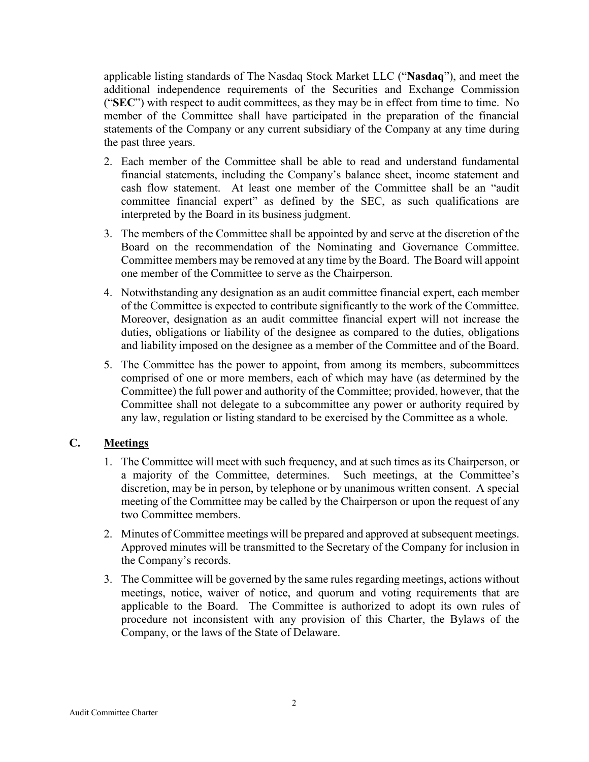applicable listing standards of The Nasdaq Stock Market LLC ("**Nasdaq**"), and meet the additional independence requirements of the Securities and Exchange Commission ("**SEC**") with respect to audit committees, as they may be in effect from time to time. No member of the Committee shall have participated in the preparation of the financial statements of the Company or any current subsidiary of the Company at any time during the past three years.

2. Each member of the Committee shall be able to read and understand fundamental financial statements, including the Company's balance sheet, income statement and cash flow statement. At least one member of the Committee shall be an "audit committee financial expert" as defined by the SEC, as such qualifications are interpreted by the Board in its business judgment.
3. The members of the Committee shall be appointed by and serve at the discretion of the Board on the recommendation of the Nominating and Governance Committee. Committee members may be removed at any time by the Board. The Board will appoint one member of the Committee to serve as the Chairperson.
4. Notwithstanding any designation as an audit committee financial expert, each member of the Committee is expected to contribute significantly to the work of the Committee. Moreover, designation as an audit committee financial expert will not increase the duties, obligations or liability of the designee as compared to the duties, obligations and liability imposed on the designee as a member of the Committee and of the Board.
5. The Committee has the power to appoint, from among its members, subcommittees comprised of one or more members, each of which may have (as determined by the Committee) the full power and authority of the Committee; provided, however, that the Committee shall not delegate to a subcommittee any power or authority required by any law, regulation or listing standard to be exercised by the Committee as a whole.

## C. Meetings

1. The Committee will meet with such frequency, and at such times as its Chairperson, or a majority of the Committee, determines. Such meetings, at the Committee's discretion, may be in person, by telephone or by unanimous written consent. A special meeting of the Committee may be called by the Chairperson or upon the request of any two Committee members.
2. Minutes of Committee meetings will be prepared and approved at subsequent meetings. Approved minutes will be transmitted to the Secretary of the Company for inclusion in the Company's records.
3. The Committee will be governed by the same rules regarding meetings, actions without meetings, notice, waiver of notice, and quorum and voting requirements that are applicable to the Board. The Committee is authorized to adopt its own rules of procedure not inconsistent with any provision of this Charter, the Bylaws of the Company, or the laws of the State of Delaware.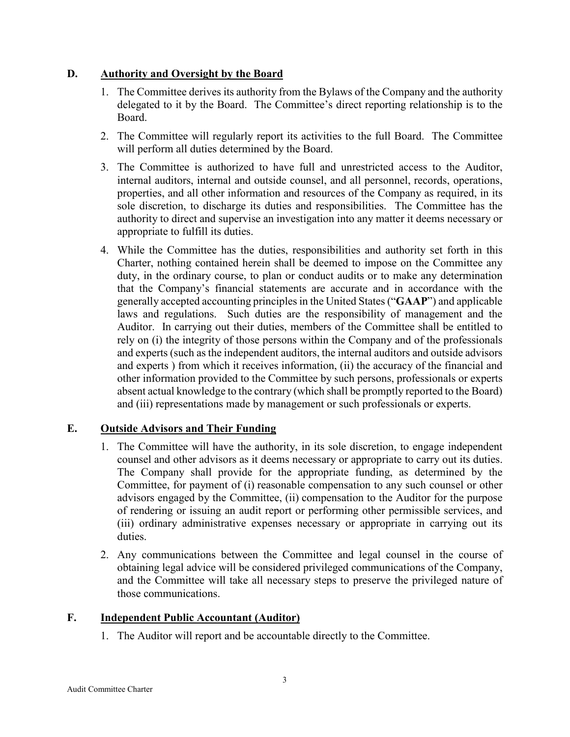## D. Authority and Oversight by the Board

1. The Committee derives its authority from the Bylaws of the Company and the authority delegated to it by the Board. The Committee's direct reporting relationship is to the Board.

2. The Committee will regularly report its activities to the full Board. The Committee will perform all duties determined by the Board.

3. The Committee is authorized to have full and unrestricted access to the Auditor, internal auditors, internal and outside counsel, and all personnel, records, operations, properties, and all other information and resources of the Company as required, in its sole discretion, to discharge its duties and responsibilities. The Committee has the authority to direct and supervise an investigation into any matter it deems necessary or appropriate to fulfill its duties.

4. While the Committee has the duties, responsibilities and authority set forth in this Charter, nothing contained herein shall be deemed to impose on the Committee any duty, in the ordinary course, to plan or conduct audits or to make any determination that the Company's financial statements are accurate and in accordance with the generally accepted accounting principles in the United States ("**GAAP**") and applicable laws and regulations. Such duties are the responsibility of management and the Auditor. In carrying out their duties, members of the Committee shall be entitled to rely on (i) the integrity of those persons within the Company and of the professionals and experts (such as the independent auditors, the internal auditors and outside advisors and experts ) from which it receives information, (ii) the accuracy of the financial and other information provided to the Committee by such persons, professionals or experts absent actual knowledge to the contrary (which shall be promptly reported to the Board) and (iii) representations made by management or such professionals or experts.

## E. Outside Advisors and Their Funding

1. The Committee will have the authority, in its sole discretion, to engage independent counsel and other advisors as it deems necessary or appropriate to carry out its duties. The Company shall provide for the appropriate funding, as determined by the Committee, for payment of (i) reasonable compensation to any such counsel or other advisors engaged by the Committee, (ii) compensation to the Auditor for the purpose of rendering or issuing an audit report or performing other permissible services, and (iii) ordinary administrative expenses necessary or appropriate in carrying out its duties.

2. Any communications between the Committee and legal counsel in the course of obtaining legal advice will be considered privileged communications of the Company, and the Committee will take all necessary steps to preserve the privileged nature of those communications.

## F. Independent Public Accountant (Auditor)

1. The Auditor will report and be accountable directly to the Committee.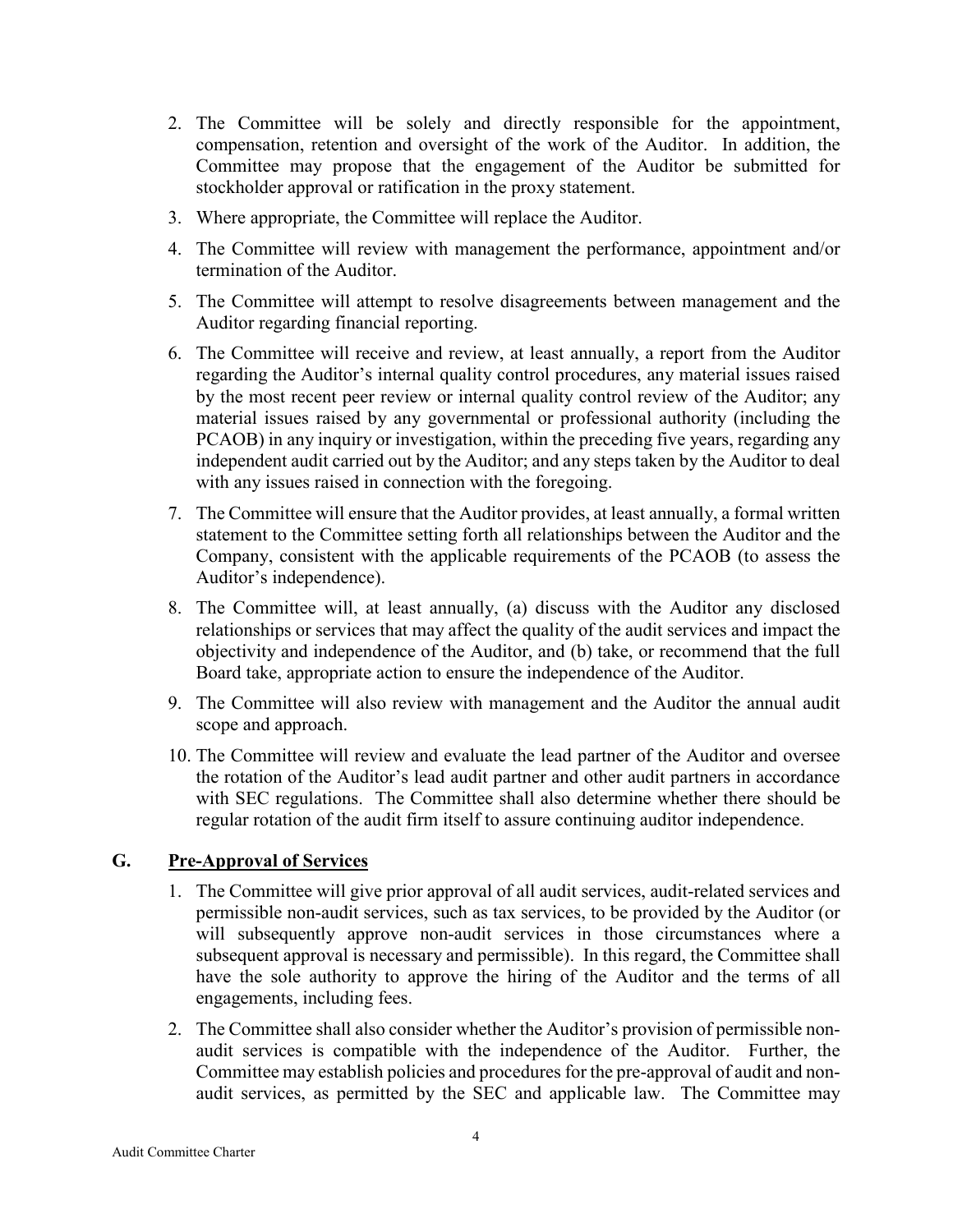2. The Committee will be solely and directly responsible for the appointment, compensation, retention and oversight of the work of the Auditor. In addition, the Committee may propose that the engagement of the Auditor be submitted for stockholder approval or ratification in the proxy statement.
3. Where appropriate, the Committee will replace the Auditor.
4. The Committee will review with management the performance, appointment and/or termination of the Auditor.
5. The Committee will attempt to resolve disagreements between management and the Auditor regarding financial reporting.
6. The Committee will receive and review, at least annually, a report from the Auditor regarding the Auditor's internal quality control procedures, any material issues raised by the most recent peer review or internal quality control review of the Auditor; any material issues raised by any governmental or professional authority (including the PCAOB) in any inquiry or investigation, within the preceding five years, regarding any independent audit carried out by the Auditor; and any steps taken by the Auditor to deal with any issues raised in connection with the foregoing.
7. The Committee will ensure that the Auditor provides, at least annually, a formal written statement to the Committee setting forth all relationships between the Auditor and the Company, consistent with the applicable requirements of the PCAOB (to assess the Auditor's independence).
8. The Committee will, at least annually, (a) discuss with the Auditor any disclosed relationships or services that may affect the quality of the audit services and impact the objectivity and independence of the Auditor, and (b) take, or recommend that the full Board take, appropriate action to ensure the independence of the Auditor.
9. The Committee will also review with management and the Auditor the annual audit scope and approach.
10. The Committee will review and evaluate the lead partner of the Auditor and oversee the rotation of the Auditor's lead audit partner and other audit partners in accordance with SEC regulations. The Committee shall also determine whether there should be regular rotation of the audit firm itself to assure continuing auditor independence.

## G. Pre-Approval of Services

1. The Committee will give prior approval of all audit services, audit-related services and permissible non-audit services, such as tax services, to be provided by the Auditor (or will subsequently approve non-audit services in those circumstances where a subsequent approval is necessary and permissible). In this regard, the Committee shall have the sole authority to approve the hiring of the Auditor and the terms of all engagements, including fees.
2. The Committee shall also consider whether the Auditor's provision of permissible non-audit services is compatible with the independence of the Auditor. Further, the Committee may establish policies and procedures for the pre-approval of audit and non-audit services, as permitted by the SEC and applicable law. The Committee may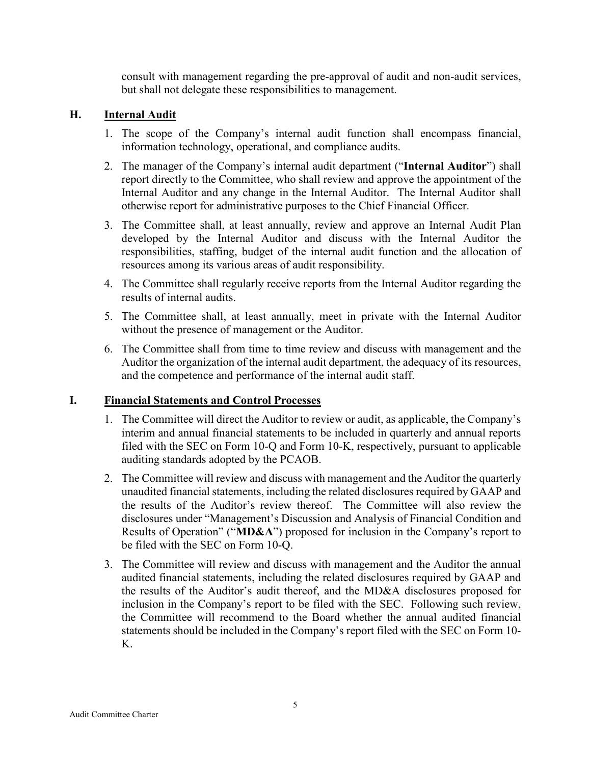consult with management regarding the pre-approval of audit and non-audit services, but shall not delegate these responsibilities to management.

## H. Internal Audit

1. The scope of the Company's internal audit function shall encompass financial, information technology, operational, and compliance audits.
2. The manager of the Company's internal audit department ("**Internal Auditor**") shall report directly to the Committee, who shall review and approve the appointment of the Internal Auditor and any change in the Internal Auditor. The Internal Auditor shall otherwise report for administrative purposes to the Chief Financial Officer.
3. The Committee shall, at least annually, review and approve an Internal Audit Plan developed by the Internal Auditor and discuss with the Internal Auditor the responsibilities, staffing, budget of the internal audit function and the allocation of resources among its various areas of audit responsibility.
4. The Committee shall regularly receive reports from the Internal Auditor regarding the results of internal audits.
5. The Committee shall, at least annually, meet in private with the Internal Auditor without the presence of management or the Auditor.
6. The Committee shall from time to time review and discuss with management and the Auditor the organization of the internal audit department, the adequacy of its resources, and the competence and performance of the internal audit staff.

## I. Financial Statements and Control Processes

1. The Committee will direct the Auditor to review or audit, as applicable, the Company's interim and annual financial statements to be included in quarterly and annual reports filed with the SEC on Form 10-Q and Form 10-K, respectively, pursuant to applicable auditing standards adopted by the PCAOB.
2. The Committee will review and discuss with management and the Auditor the quarterly unaudited financial statements, including the related disclosures required by GAAP and the results of the Auditor's review thereof. The Committee will also review the disclosures under "Management's Discussion and Analysis of Financial Condition and Results of Operation" ("**MD&A**") proposed for inclusion in the Company's report to be filed with the SEC on Form 10-Q.
3. The Committee will review and discuss with management and the Auditor the annual audited financial statements, including the related disclosures required by GAAP and the results of the Auditor's audit thereof, and the MD&A disclosures proposed for inclusion in the Company's report to be filed with the SEC. Following such review, the Committee will recommend to the Board whether the annual audited financial statements should be included in the Company's report filed with the SEC on Form 10-K.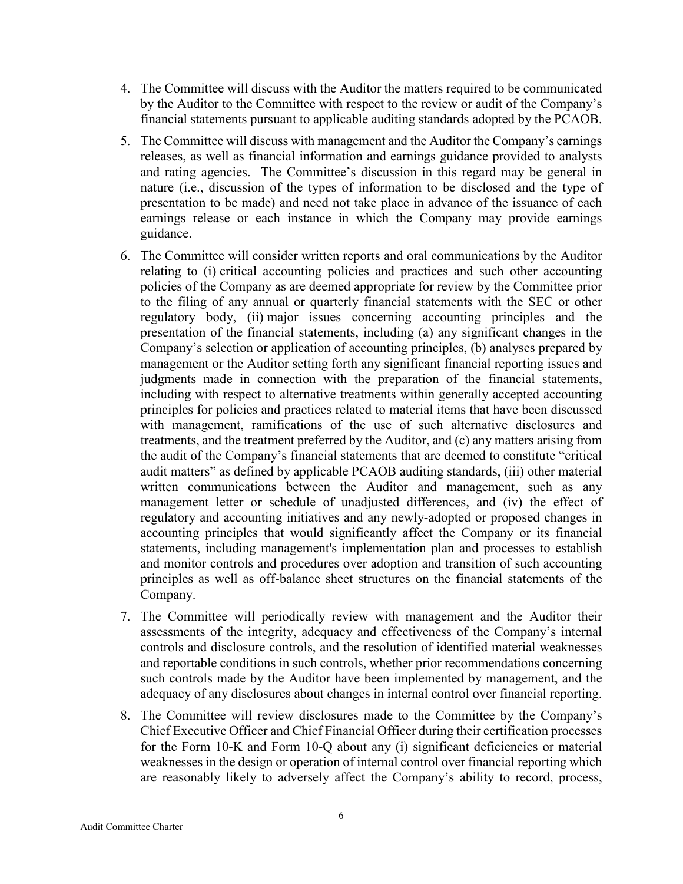4. The Committee will discuss with the Auditor the matters required to be communicated by the Auditor to the Committee with respect to the review or audit of the Company's financial statements pursuant to applicable auditing standards adopted by the PCAOB.

5. The Committee will discuss with management and the Auditor the Company's earnings releases, as well as financial information and earnings guidance provided to analysts and rating agencies. The Committee's discussion in this regard may be general in nature (i.e., discussion of the types of information to be disclosed and the type of presentation to be made) and need not take place in advance of the issuance of each earnings release or each instance in which the Company may provide earnings guidance.

6. The Committee will consider written reports and oral communications by the Auditor relating to (i) critical accounting policies and practices and such other accounting policies of the Company as are deemed appropriate for review by the Committee prior to the filing of any annual or quarterly financial statements with the SEC or other regulatory body, (ii) major issues concerning accounting principles and the presentation of the financial statements, including (a) any significant changes in the Company's selection or application of accounting principles, (b) analyses prepared by management or the Auditor setting forth any significant financial reporting issues and judgments made in connection with the preparation of the financial statements, including with respect to alternative treatments within generally accepted accounting principles for policies and practices related to material items that have been discussed with management, ramifications of the use of such alternative disclosures and treatments, and the treatment preferred by the Auditor, and (c) any matters arising from the audit of the Company's financial statements that are deemed to constitute "critical audit matters" as defined by applicable PCAOB auditing standards, (iii) other material written communications between the Auditor and management, such as any management letter or schedule of unadjusted differences, and (iv) the effect of regulatory and accounting initiatives and any newly-adopted or proposed changes in accounting principles that would significantly affect the Company or its financial statements, including management's implementation plan and processes to establish and monitor controls and procedures over adoption and transition of such accounting principles as well as off-balance sheet structures on the financial statements of the Company.

7. The Committee will periodically review with management and the Auditor their assessments of the integrity, adequacy and effectiveness of the Company's internal controls and disclosure controls, and the resolution of identified material weaknesses and reportable conditions in such controls, whether prior recommendations concerning such controls made by the Auditor have been implemented by management, and the adequacy of any disclosures about changes in internal control over financial reporting.

8. The Committee will review disclosures made to the Committee by the Company's Chief Executive Officer and Chief Financial Officer during their certification processes for the Form 10-K and Form 10-Q about any (i) significant deficiencies or material weaknesses in the design or operation of internal control over financial reporting which are reasonably likely to adversely affect the Company's ability to record, process,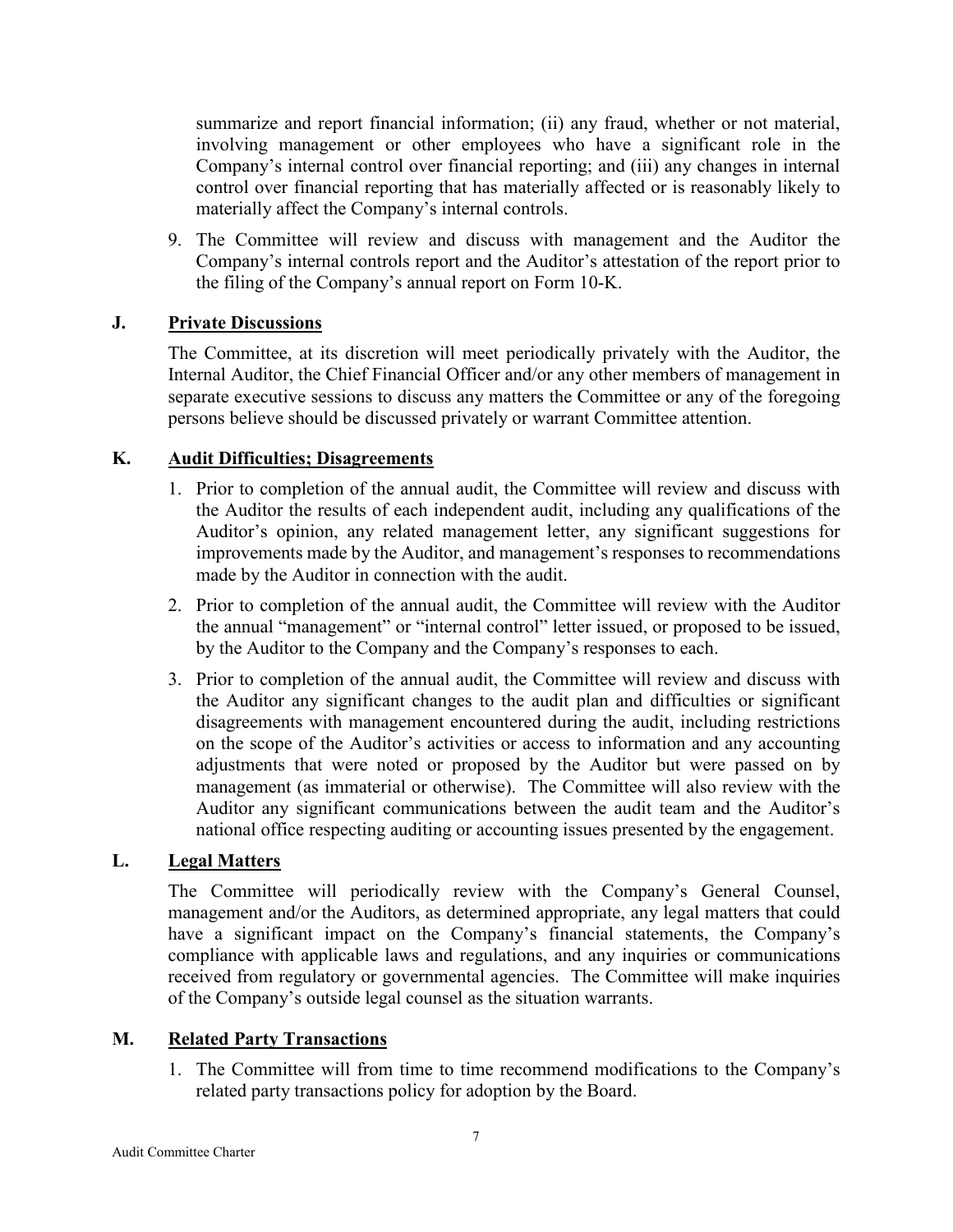summarize and report financial information; (ii) any fraud, whether or not material, involving management or other employees who have a significant role in the Company's internal control over financial reporting; and (iii) any changes in internal control over financial reporting that has materially affected or is reasonably likely to materially affect the Company's internal controls.

9. The Committee will review and discuss with management and the Auditor the Company's internal controls report and the Auditor's attestation of the report prior to the filing of the Company's annual report on Form 10-K.

## J. Private Discussions

The Committee, at its discretion will meet periodically privately with the Auditor, the Internal Auditor, the Chief Financial Officer and/or any other members of management in separate executive sessions to discuss any matters the Committee or any of the foregoing persons believe should be discussed privately or warrant Committee attention.

## K. Audit Difficulties; Disagreements

1. Prior to completion of the annual audit, the Committee will review and discuss with the Auditor the results of each independent audit, including any qualifications of the Auditor's opinion, any related management letter, any significant suggestions for improvements made by the Auditor, and management's responses to recommendations made by the Auditor in connection with the audit.
2. Prior to completion of the annual audit, the Committee will review with the Auditor the annual "management" or "internal control" letter issued, or proposed to be issued, by the Auditor to the Company and the Company's responses to each.
3. Prior to completion of the annual audit, the Committee will review and discuss with the Auditor any significant changes to the audit plan and difficulties or significant disagreements with management encountered during the audit, including restrictions on the scope of the Auditor's activities or access to information and any accounting adjustments that were noted or proposed by the Auditor but were passed on by management (as immaterial or otherwise). The Committee will also review with the Auditor any significant communications between the audit team and the Auditor's national office respecting auditing or accounting issues presented by the engagement.

## L. Legal Matters

The Committee will periodically review with the Company's General Counsel, management and/or the Auditors, as determined appropriate, any legal matters that could have a significant impact on the Company's financial statements, the Company's compliance with applicable laws and regulations, and any inquiries or communications received from regulatory or governmental agencies. The Committee will make inquiries of the Company's outside legal counsel as the situation warrants.

## M. Related Party Transactions

1. The Committee will from time to time recommend modifications to the Company's related party transactions policy for adoption by the Board.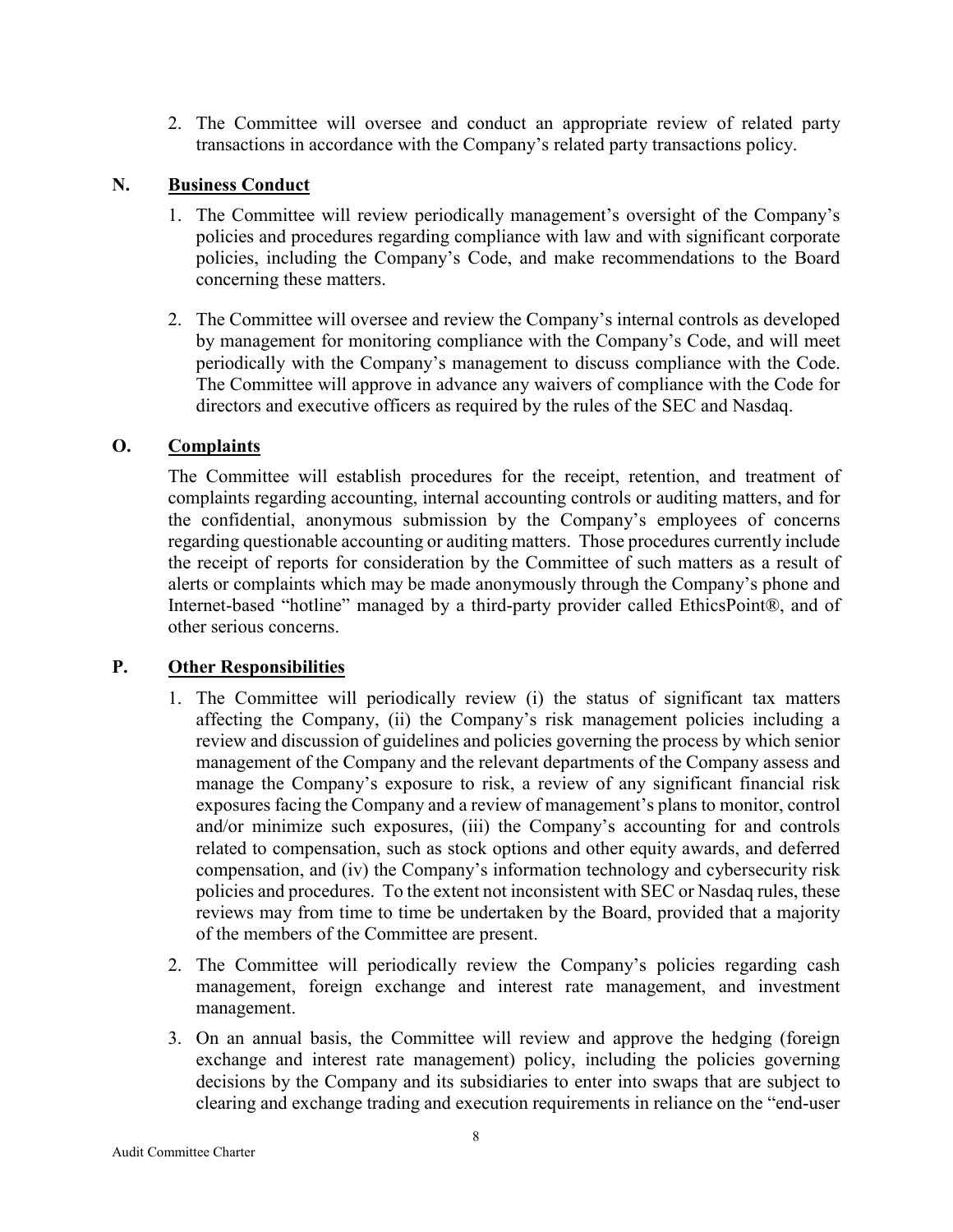2. The Committee will oversee and conduct an appropriate review of related party transactions in accordance with the Company's related party transactions policy.

## N. Business Conduct

1. The Committee will review periodically management's oversight of the Company's policies and procedures regarding compliance with law and with significant corporate policies, including the Company's Code, and make recommendations to the Board concerning these matters.

2. The Committee will oversee and review the Company's internal controls as developed by management for monitoring compliance with the Company's Code, and will meet periodically with the Company's management to discuss compliance with the Code. The Committee will approve in advance any waivers of compliance with the Code for directors and executive officers as required by the rules of the SEC and Nasdaq.

## O. Complaints

The Committee will establish procedures for the receipt, retention, and treatment of complaints regarding accounting, internal accounting controls or auditing matters, and for the confidential, anonymous submission by the Company's employees of concerns regarding questionable accounting or auditing matters. Those procedures currently include the receipt of reports for consideration by the Committee of such matters as a result of alerts or complaints which may be made anonymously through the Company's phone and Internet-based "hotline" managed by a third-party provider called EthicsPoint®, and of other serious concerns.

## P. Other Responsibilities

1. The Committee will periodically review (i) the status of significant tax matters affecting the Company, (ii) the Company's risk management policies including a review and discussion of guidelines and policies governing the process by which senior management of the Company and the relevant departments of the Company assess and manage the Company's exposure to risk, a review of any significant financial risk exposures facing the Company and a review of management's plans to monitor, control and/or minimize such exposures, (iii) the Company's accounting for and controls related to compensation, such as stock options and other equity awards, and deferred compensation, and (iv) the Company's information technology and cybersecurity risk policies and procedures. To the extent not inconsistent with SEC or Nasdaq rules, these reviews may from time to time be undertaken by the Board, provided that a majority of the members of the Committee are present.

2. The Committee will periodically review the Company's policies regarding cash management, foreign exchange and interest rate management, and investment management.

3. On an annual basis, the Committee will review and approve the hedging (foreign exchange and interest rate management) policy, including the policies governing decisions by the Company and its subsidiaries to enter into swaps that are subject to clearing and exchange trading and execution requirements in reliance on the "end-user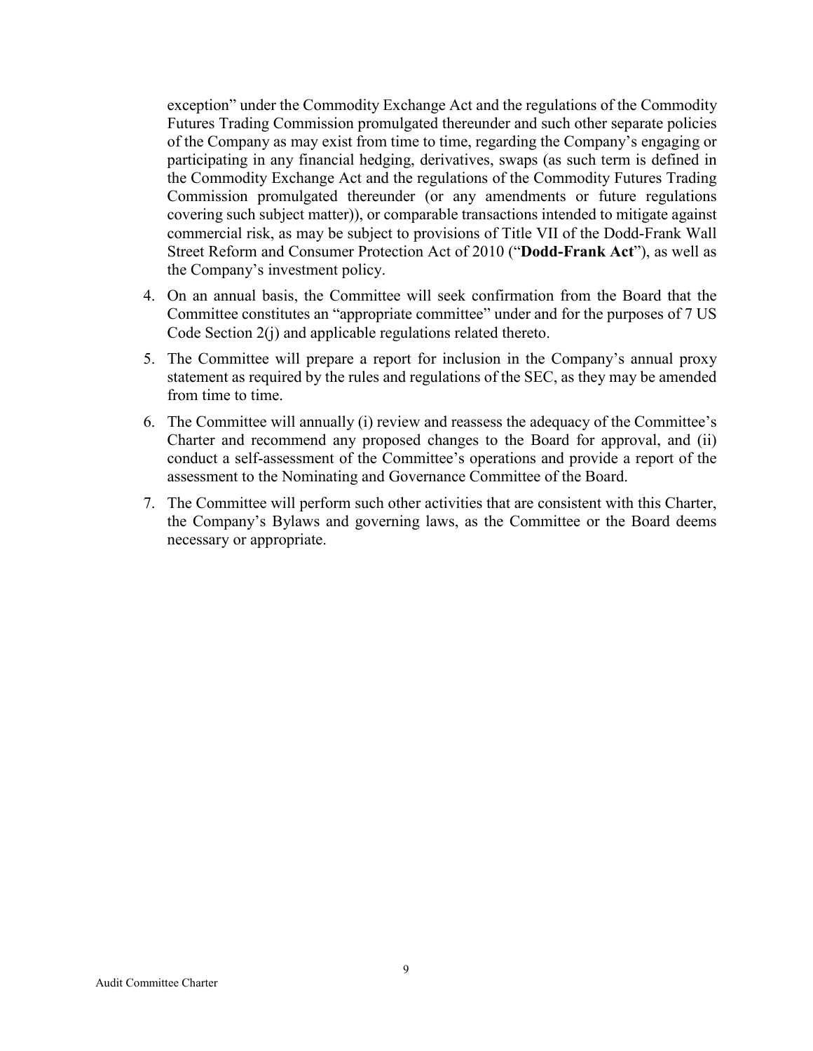exception" under the Commodity Exchange Act and the regulations of the Commodity Futures Trading Commission promulgated thereunder and such other separate policies of the Company as may exist from time to time, regarding the Company's engaging or participating in any financial hedging, derivatives, swaps (as such term is defined in the Commodity Exchange Act and the regulations of the Commodity Futures Trading Commission promulgated thereunder (or any amendments or future regulations covering such subject matter)), or comparable transactions intended to mitigate against commercial risk, as may be subject to provisions of Title VII of the Dodd-Frank Wall Street Reform and Consumer Protection Act of 2010 ("**Dodd-Frank Act**"), as well as the Company's investment policy.

4. On an annual basis, the Committee will seek confirmation from the Board that the Committee constitutes an "appropriate committee" under and for the purposes of 7 US Code Section 2(j) and applicable regulations related thereto.
5. The Committee will prepare a report for inclusion in the Company's annual proxy statement as required by the rules and regulations of the SEC, as they may be amended from time to time.
6. The Committee will annually (i) review and reassess the adequacy of the Committee's Charter and recommend any proposed changes to the Board for approval, and (ii) conduct a self-assessment of the Committee's operations and provide a report of the assessment to the Nominating and Governance Committee of the Board.
7. The Committee will perform such other activities that are consistent with this Charter, the Company's Bylaws and governing laws, as the Committee or the Board deems necessary or appropriate.